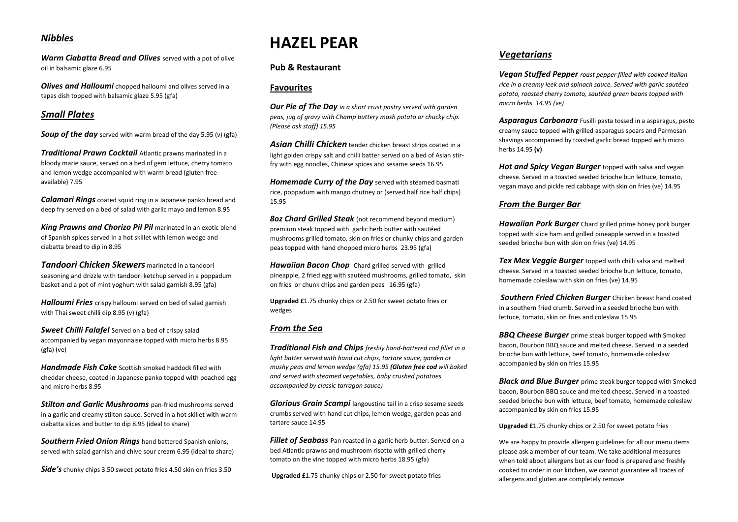# HAZEL PEAR

## Pub & Restaurant

## *Nibbles*

***Warm Ciabatta Bread and Olives*** served with a pot of olive oil in balsamic glaze 6.95

***Olives and Halloumi*** chopped halloumi and olives served in a tapas dish topped with balsamic glaze 5.95 (gfa)

## *Small Plates*

***Soup of the day*** served with warm bread of the day 5.95 (v) (gfa)

***Traditional Prawn Cocktail*** Atlantic prawns marinated in a bloody marie sauce, served on a bed of gem lettuce, cherry tomato and lemon wedge accompanied with warm bread (gluten free available) 7.95

***Calamari Rings*** coated squid ring in a Japanese panko bread and deep fry served on a bed of salad with garlic mayo and lemon 8.95

***King Prawns and Chorizo Pil Pil*** marinated in an exotic blend of Spanish spices served in a hot skillet with lemon wedge and ciabatta bread to dip in 8.95

***Tandoori Chicken Skewers*** marinated in a tandoori seasoning and drizzle with tandoori ketchup served in a poppadum basket and a pot of mint yoghurt with salad garnish 8.95 (gfa)

***Halloumi Fries*** crispy halloumi served on bed of salad garnish with Thai sweet chilli dip 8.95 (v) (gfa)

***Sweet Chilli Falafel*** Served on a bed of crispy salad accompanied by vegan mayonnaise topped with micro herbs 8.95 (gfa) (ve)

***Handmade Fish Cake*** Scottish smoked haddock filled with cheddar cheese, coated in Japanese panko topped with poached egg and micro herbs 8.95

***Stilton and Garlic Mushrooms*** pan-fried mushrooms served in a garlic and creamy stilton sauce. Served in a hot skillet with warm ciabatta slices and butter to dip 8.95 (ideal to share)

***Southern Fried Onion Rings*** hand battered Spanish onions, served with salad garnish and chive sour cream 6.95 (ideal to share)

***Side's*** chunky chips 3.50 sweet potato fries 4.50 skin on fries 3.50

## Favourites

***Our Pie of The Day*** *in a short crust pastry served with garden peas, jug of gravy with Champ buttery mash potato or chucky chip. (Please ask staff) 15.95*

***Asian Chilli Chicken*** tender chicken breast strips coated in a light golden crispy salt and chilli batter served on a bed of Asian stir-fry with egg noodles, Chinese spices and sesame seeds 16.95

***Homemade Curry of the Day*** served with steamed basmati rice, poppadum with mango chutney or (served half rice half chips) 15.95

***8oz Chard Grilled Steak*** (not recommend beyond medium) premium steak topped with garlic herb butter with sautéed mushrooms grilled tomato, skin on fries or chunky chips and garden peas topped with hand chopped micro herbs 23.95 (gfa)

***Hawaiian Bacon Chop*** Chard grilled served with grilled pineapple, 2 fried egg with sautéed mushrooms, grilled tomato, skin on fries or chunk chips and garden peas 16.95 (gfa)

**Upgraded £**1.75 chunky chips or 2.50 for sweet potato fries or wedges

## *From the Sea*

***Traditional Fish and Chips*** *freshly hand-battered cod fillet in a light batter served with hand cut chips, tartare sauce, garden or mushy peas and lemon wedge (gfa) 15.95* ***(Gluten free cod*** *will baked and served with steamed vegetables, baby crushed potatoes accompanied by classic tarragon sauce)*

***Glorious Grain Scampi*** langoustine tail in a crisp sesame seeds crumbs served with hand cut chips, lemon wedge, garden peas and tartare sauce 14.95

***Fillet of Seabass*** Pan roasted in a garlic herb butter. Served on a bed Atlantic prawns and mushroom risotto with grilled cherry tomato on the vine topped with micro herbs 18.95 (gfa)

**Upgraded £**1.75 chunky chips or 2.50 for sweet potato fries

## *Vegetarians*

***Vegan Stuffed Pepper*** *roast pepper filled with cooked Italian rice in a creamy leek and spinach sauce. Served with garlic sautéed potato, roasted cherry tomato, sautéed green beans topped with micro herbs 14.95 (ve)*

***Asparagus Carbonara*** Fusilli pasta tossed in a asparagus, pesto creamy sauce topped with grilled asparagus spears and Parmesan shavings accompanied by toasted garlic bread topped with micro herbs 14.95 **(v)**

***Hot and Spicy Vegan Burger*** topped with salsa and vegan cheese. Served in a toasted seeded brioche bun lettuce, tomato, vegan mayo and pickle red cabbage with skin on fries (ve) 14.95

## *From the Burger Bar*

***Hawaiian Pork Burger*** Chard grilled prime honey pork burger topped with slice ham and grilled pineapple served in a toasted seeded brioche bun with skin on fries (ve) 14.95

***Tex Mex Veggie Burger*** topped with chilli salsa and melted cheese. Served in a toasted seeded brioche bun lettuce, tomato, homemade coleslaw with skin on fries (ve) 14.95

***Southern Fried Chicken Burger*** Chicken breast hand coated in a southern fried crumb. Served in a seeded brioche bun with lettuce, tomato, skin on fries and coleslaw 15.95

***BBQ Cheese Burger*** prime steak burger topped with Smoked bacon, Bourbon BBQ sauce and melted cheese. Served in a seeded brioche bun with lettuce, beef tomato, homemade coleslaw accompanied by skin on fries 15.95

***Black and Blue Burger*** prime steak burger topped with Smoked bacon, Bourbon BBQ sauce and melted cheese. Served in a toasted seeded brioche bun with lettuce, beef tomato, homemade coleslaw accompanied by skin on fries 15.95

**Upgraded £**1.75 chunky chips or 2.50 for sweet potato fries

We are happy to provide allergen guidelines for all our menu items please ask a member of our team. We take additional measures when told about allergens but as our food is prepared and freshly cooked to order in our kitchen, we cannot guarantee all traces of allergens and gluten are completely remove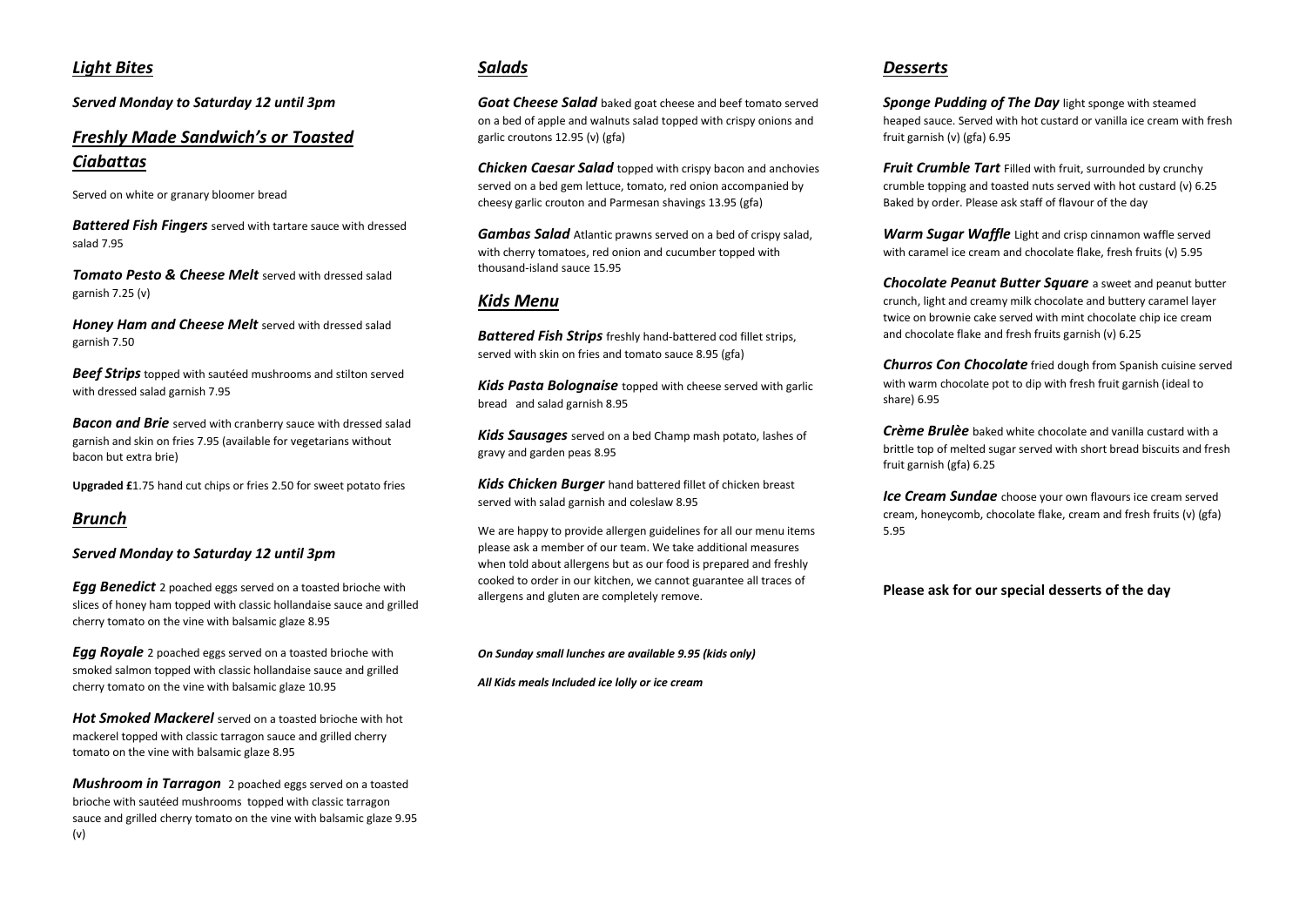## *Light Bites*

***Served Monday to Saturday 12 until 3pm***

## *Freshly Made Sandwich's or Toasted Ciabattas*

Served on white or granary bloomer bread

***Battered Fish Fingers*** served with tartare sauce with dressed salad 7.95

***Tomato Pesto & Cheese Melt*** served with dressed salad garnish 7.25 (v)

***Honey Ham and Cheese Melt*** served with dressed salad garnish 7.50

***Beef Strips*** topped with sautéed mushrooms and stilton served with dressed salad garnish 7.95

***Bacon and Brie*** served with cranberry sauce with dressed salad garnish and skin on fries 7.95 (available for vegetarians without bacon but extra brie)

**Upgraded £**1.75 hand cut chips or fries 2.50 for sweet potato fries

## *Brunch*

***Served Monday to Saturday 12 until 3pm***

***Egg Benedict*** 2 poached eggs served on a toasted brioche with slices of honey ham topped with classic hollandaise sauce and grilled cherry tomato on the vine with balsamic glaze 8.95

***Egg Royale*** 2 poached eggs served on a toasted brioche with smoked salmon topped with classic hollandaise sauce and grilled cherry tomato on the vine with balsamic glaze 10.95

***Hot Smoked Mackerel*** served on a toasted brioche with hot mackerel topped with classic tarragon sauce and grilled cherry tomato on the vine with balsamic glaze 8.95

***Mushroom in Tarragon*** 2 poached eggs served on a toasted brioche with sautéed mushrooms topped with classic tarragon sauce and grilled cherry tomato on the vine with balsamic glaze 9.95 (v)

## *Salads*

***Goat Cheese Salad*** baked goat cheese and beef tomato served on a bed of apple and walnuts salad topped with crispy onions and garlic croutons 12.95 (v) (gfa)

***Chicken Caesar Salad*** topped with crispy bacon and anchovies served on a bed gem lettuce, tomato, red onion accompanied by cheesy garlic crouton and Parmesan shavings 13.95 (gfa)

***Gambas Salad*** Atlantic prawns served on a bed of crispy salad, with cherry tomatoes, red onion and cucumber topped with thousand-island sauce 15.95

## *Kids Menu*

***Battered Fish Strips*** freshly hand-battered cod fillet strips, served with skin on fries and tomato sauce 8.95 (gfa)

***Kids Pasta Bolognaise*** topped with cheese served with garlic bread and salad garnish 8.95

***Kids Sausages*** served on a bed Champ mash potato, lashes of gravy and garden peas 8.95

***Kids Chicken Burger*** hand battered fillet of chicken breast served with salad garnish and coleslaw 8.95

We are happy to provide allergen guidelines for all our menu items please ask a member of our team. We take additional measures when told about allergens but as our food is prepared and freshly cooked to order in our kitchen, we cannot guarantee all traces of allergens and gluten are completely remove.

***On Sunday small lunches are available 9.95 (kids only)***

***All Kids meals Included ice lolly or ice cream***

## *Desserts*

***Sponge Pudding of The Day*** light sponge with steamed heaped sauce. Served with hot custard or vanilla ice cream with fresh fruit garnish (v) (gfa) 6.95

***Fruit Crumble Tart*** Filled with fruit, surrounded by crunchy crumble topping and toasted nuts served with hot custard (v) 6.25 Baked by order. Please ask staff of flavour of the day

***Warm Sugar Waffle*** Light and crisp cinnamon waffle served with caramel ice cream and chocolate flake, fresh fruits (v) 5.95

***Chocolate Peanut Butter Square*** a sweet and peanut butter crunch, light and creamy milk chocolate and buttery caramel layer twice on brownie cake served with mint chocolate chip ice cream and chocolate flake and fresh fruits garnish (v) 6.25

***Churros Con Chocolate*** fried dough from Spanish cuisine served with warm chocolate pot to dip with fresh fruit garnish (ideal to share) 6.95

***Crème Brulèe*** baked white chocolate and vanilla custard with a brittle top of melted sugar served with short bread biscuits and fresh fruit garnish (gfa) 6.25

***Ice Cream Sundae*** choose your own flavours ice cream served cream, honeycomb, chocolate flake, cream and fresh fruits (v) (gfa) 5.95

**Please ask for our special desserts of the day**